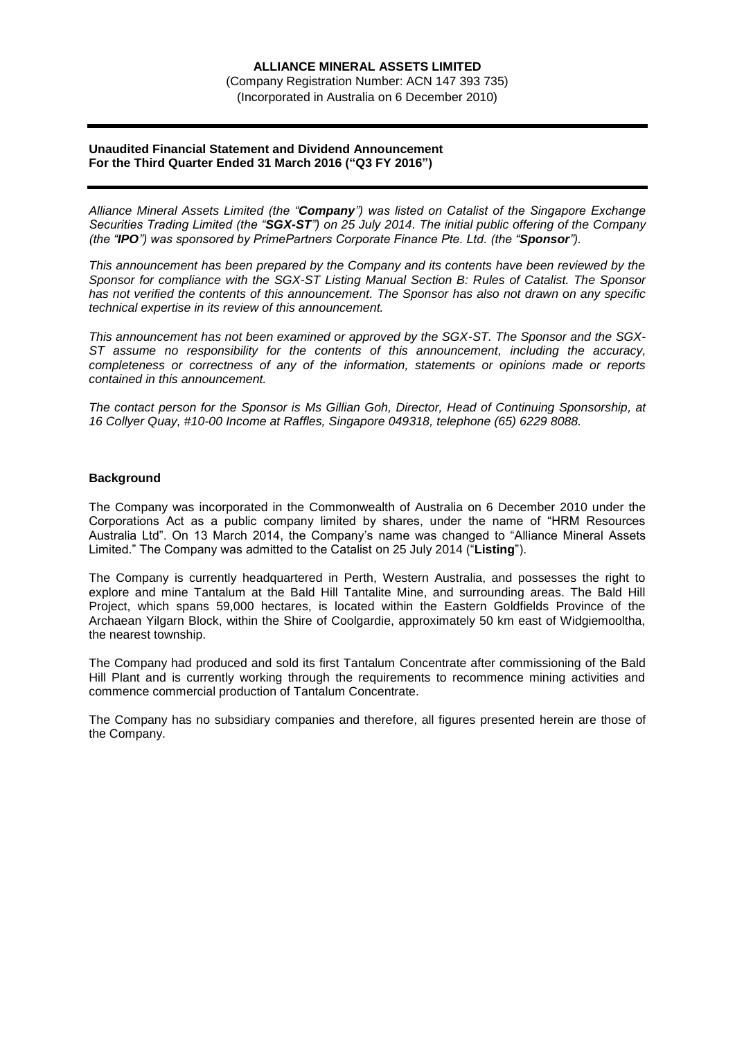**ALLIANCE MINERAL ASSETS LIMITED**

(Company Registration Number: ACN 147 393 735)
(Incorporated in Australia on 6 December 2010)

---

**Unaudited Financial Statement and Dividend Announcement**
**For the Third Quarter Ended 31 March 2016 ("Q3 FY 2016")**

---

*Alliance Mineral Assets Limited (the "**Company**") was listed on Catalist of the Singapore Exchange Securities Trading Limited (the "**SGX-ST**") on 25 July 2014. The initial public offering of the Company (the "**IPO**") was sponsored by PrimePartners Corporate Finance Pte. Ltd. (the "**Sponsor**").*

*This announcement has been prepared by the Company and its contents have been reviewed by the Sponsor for compliance with the SGX-ST Listing Manual Section B: Rules of Catalist. The Sponsor has not verified the contents of this announcement. The Sponsor has also not drawn on any specific technical expertise in its review of this announcement.*

*This announcement has not been examined or approved by the SGX-ST. The Sponsor and the SGX-ST assume no responsibility for the contents of this announcement, including the accuracy, completeness or correctness of any of the information, statements or opinions made or reports contained in this announcement.*

*The contact person for the Sponsor is Ms Gillian Goh, Director, Head of Continuing Sponsorship, at 16 Collyer Quay, #10-00 Income at Raffles, Singapore 049318, telephone (65) 6229 8088.*

**Background**

The Company was incorporated in the Commonwealth of Australia on 6 December 2010 under the Corporations Act as a public company limited by shares, under the name of "HRM Resources Australia Ltd". On 13 March 2014, the Company's name was changed to "Alliance Mineral Assets Limited." The Company was admitted to the Catalist on 25 July 2014 ("**Listing**").

The Company is currently headquartered in Perth, Western Australia, and possesses the right to explore and mine Tantalum at the Bald Hill Tantalite Mine, and surrounding areas. The Bald Hill Project, which spans 59,000 hectares, is located within the Eastern Goldfields Province of the Archaean Yilgarn Block, within the Shire of Coolgardie, approximately 50 km east of Widgiemooltha, the nearest township.

The Company had produced and sold its first Tantalum Concentrate after commissioning of the Bald Hill Plant and is currently working through the requirements to recommence mining activities and commence commercial production of Tantalum Concentrate.

The Company has no subsidiary companies and therefore, all figures presented herein are those of the Company.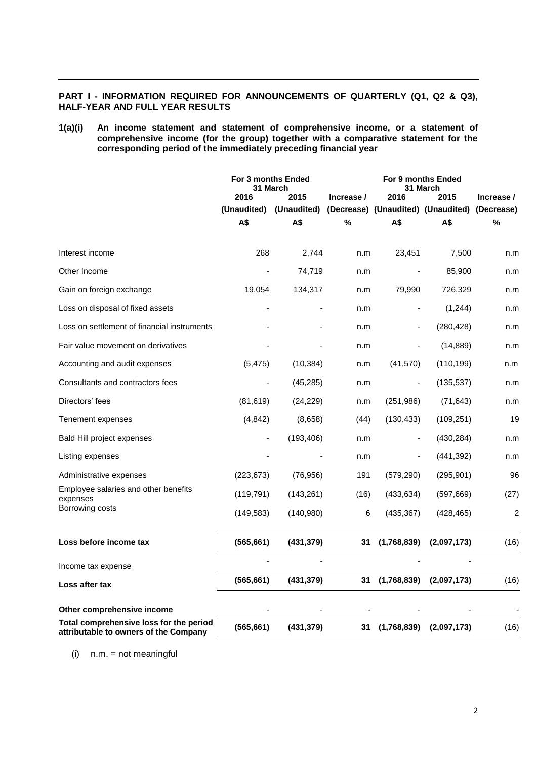**PART I - INFORMATION REQUIRED FOR ANNOUNCEMENTS OF QUARTERLY (Q1, Q2 & Q3), HALF-YEAR AND FULL YEAR RESULTS**

**1(a)(i) An income statement and statement of comprehensive income, or a statement of comprehensive income (for the group) together with a comparative statement for the corresponding period of the immediately preceding financial year**

| | For 3 months Ended 31 March | | | For 9 months Ended 31 March | | |
|---|---|---|---|---|---|---|
| | 2016 (Unaudited) | 2015 (Unaudited) | Increase / (Decrease) | 2016 (Unaudited) | 2015 (Unaudited) | Increase / (Decrease) |
| | A$ | A$ | % | A$ | A$ | % |
| Interest income | 268 | 2,744 | n.m | 23,451 | 7,500 | n.m |
| Other Income | - | 74,719 | n.m | - | 85,900 | n.m |
| Gain on foreign exchange | 19,054 | 134,317 | n.m | 79,990 | 726,329 | n.m |
| Loss on disposal of fixed assets | - | - | n.m | - | (1,244) | n.m |
| Loss on settlement of financial instruments | - | - | n.m | - | (280,428) | n.m |
| Fair value movement on derivatives | - | - | n.m | - | (14,889) | n.m |
| Accounting and audit expenses | (5,475) | (10,384) | n.m | (41,570) | (110,199) | n.m |
| Consultants and contractors fees | - | (45,285) | n.m | - | (135,537) | n.m |
| Directors' fees | (81,619) | (24,229) | n.m | (251,986) | (71,643) | n.m |
| Tenement expenses | (4,842) | (8,658) | (44) | (130,433) | (109,251) | 19 |
| Bald Hill project expenses | - | (193,406) | n.m | - | (430,284) | n.m |
| Listing expenses | - | - | n.m | - | (441,392) | n.m |
| Administrative expenses | (223,673) | (76,956) | 191 | (579,290) | (295,901) | 96 |
| Employee salaries and other benefits expenses | (119,791) | (143,261) | (16) | (433,634) | (597,669) | (27) |
| Borrowing costs | (149,583) | (140,980) | 6 | (435,367) | (428,465) | 2 |
| **Loss before income tax** | **(565,661)** | **(431,379)** | **31** | **(1,768,839)** | **(2,097,173)** | (16) |
| Income tax expense | - | - | | - | - | |
| **Loss after tax** | **(565,661)** | **(431,379)** | **31** | **(1,768,839)** | **(2,097,173)** | (16) |
| **Other comprehensive income** | - | - | - | - | - | - |
| **Total comprehensive loss for the period attributable to owners of the Company** | **(565,661)** | **(431,379)** | **31** | **(1,768,839)** | **(2,097,173)** | (16) |

(i) n.m. = not meaningful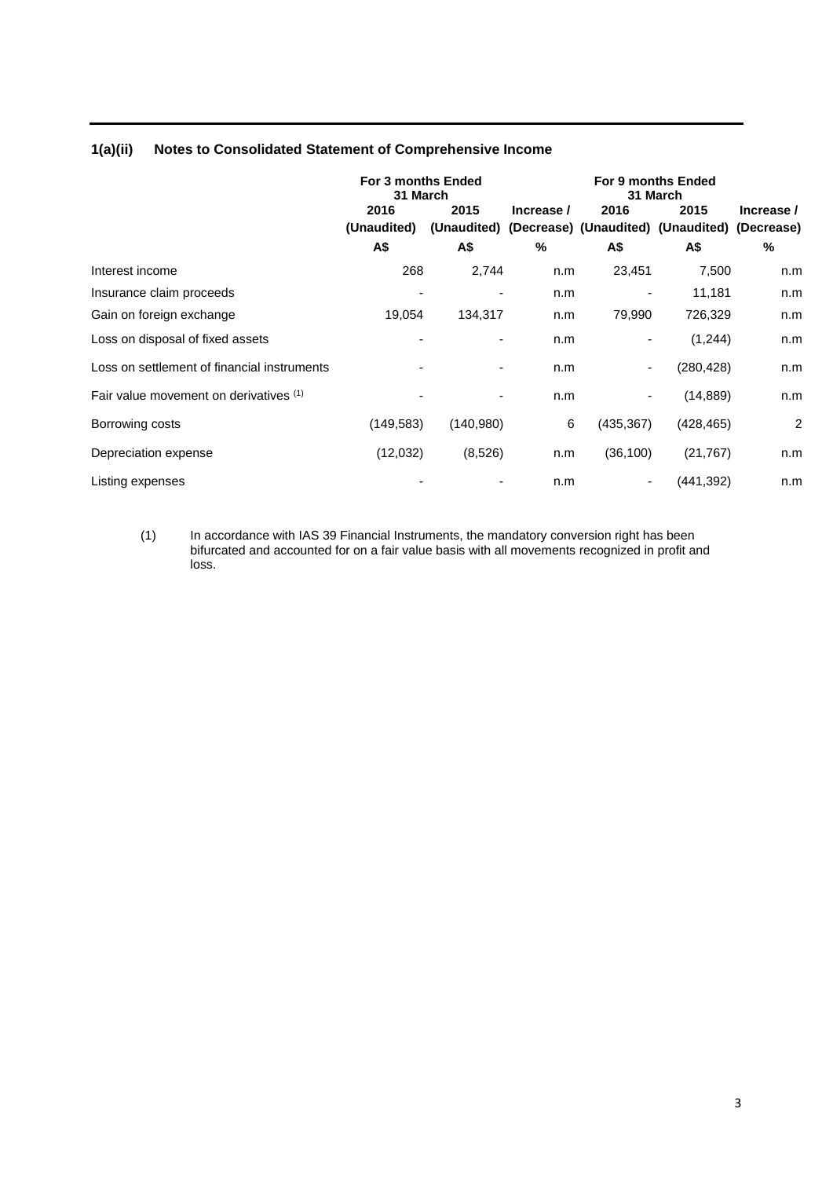### 1(a)(ii) Notes to Consolidated Statement of Comprehensive Income

| | For 3 months Ended 31 March | | | For 9 months Ended 31 March | | |
|---|---|---|---|---|---|---|
| | 2016 (Unaudited) | 2015 (Unaudited) | Increase / (Decrease) | 2016 (Unaudited) | 2015 (Unaudited) | Increase / (Decrease) |
| | A$ | A$ | % | A$ | A$ | % |
| Interest income | 268 | 2,744 | n.m | 23,451 | 7,500 | n.m |
| Insurance claim proceeds | - | - | n.m | - | 11,181 | n.m |
| Gain on foreign exchange | 19,054 | 134,317 | n.m | 79,990 | 726,329 | n.m |
| Loss on disposal of fixed assets | - | - | n.m | - | (1,244) | n.m |
| Loss on settlement of financial instruments | - | - | n.m | - | (280,428) | n.m |
| Fair value movement on derivatives [(1)] | - | - | n.m | - | (14,889) | n.m |
| Borrowing costs | (149,583) | (140,980) | 6 | (435,367) | (428,465) | 2 |
| Depreciation expense | (12,032) | (8,526) | n.m | (36,100) | (21,767) | n.m |
| Listing expenses | - | - | n.m | - | (441,392) | n.m |

(1) In accordance with IAS 39 Financial Instruments, the mandatory conversion right has been bifurcated and accounted for on a fair value basis with all movements recognized in profit and loss.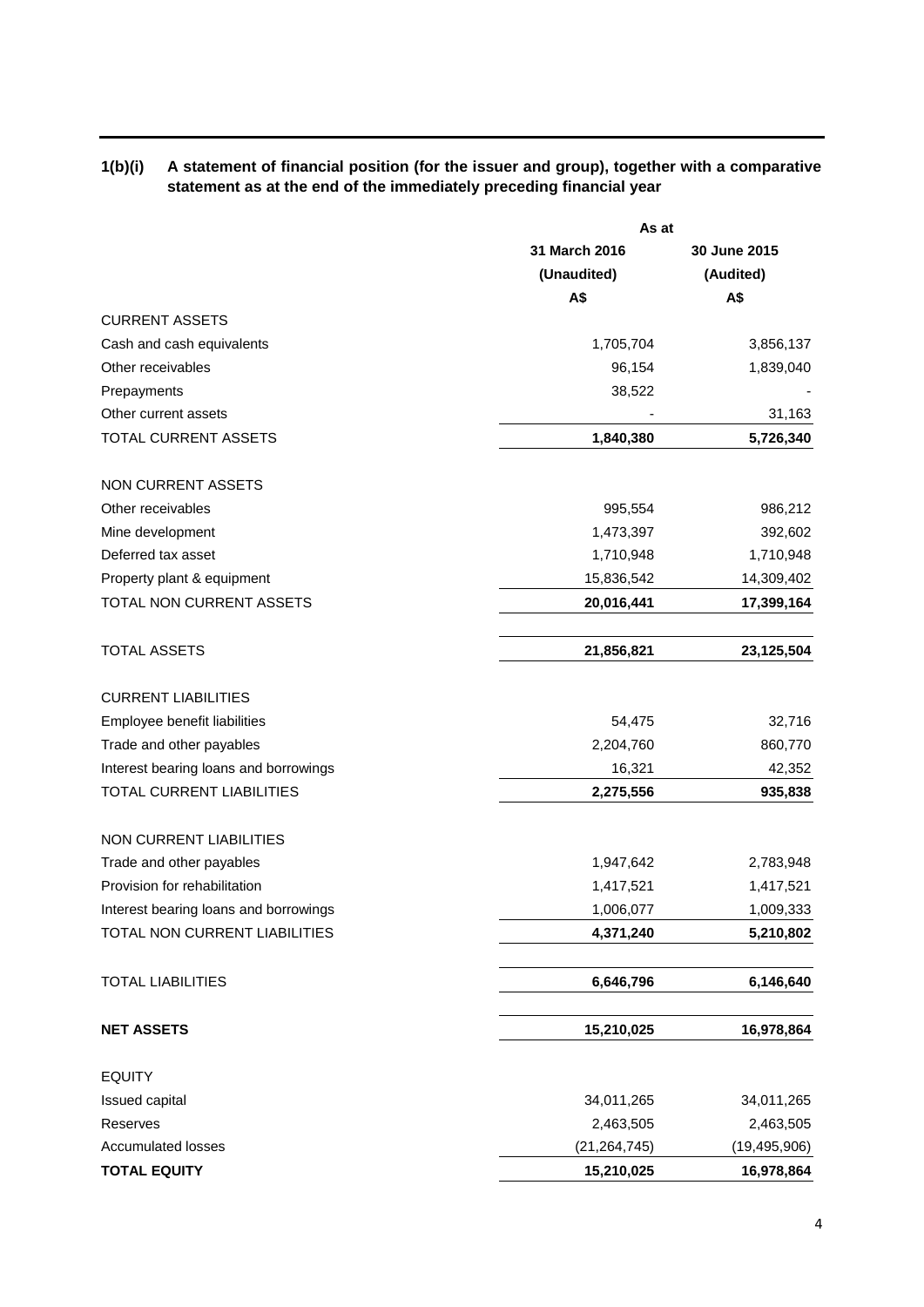**1(b)(i) A statement of financial position (for the issuer and group), together with a comparative statement as at the end of the immediately preceding financial year**

| | As at | |
|---|---|---|
| | **31 March 2016** | **30 June 2015** |
| | **(Unaudited)** | **(Audited)** |
| | **A$** | **A$** |
| CURRENT ASSETS | | |
| Cash and cash equivalents | 1,705,704 | 3,856,137 |
| Other receivables | 96,154 | 1,839,040 |
| Prepayments | 38,522 | - |
| Other current assets | - | 31,163 |
| TOTAL CURRENT ASSETS | **1,840,380** | **5,726,340** |
| | | |
| NON CURRENT ASSETS | | |
| Other receivables | 995,554 | 986,212 |
| Mine development | 1,473,397 | 392,602 |
| Deferred tax asset | 1,710,948 | 1,710,948 |
| Property plant & equipment | 15,836,542 | 14,309,402 |
| TOTAL NON CURRENT ASSETS | **20,016,441** | **17,399,164** |
| | | |
| TOTAL ASSETS | **21,856,821** | **23,125,504** |
| | | |
| CURRENT LIABILITIES | | |
| Employee benefit liabilities | 54,475 | 32,716 |
| Trade and other payables | 2,204,760 | 860,770 |
| Interest bearing loans and borrowings | 16,321 | 42,352 |
| TOTAL CURRENT LIABILITIES | **2,275,556** | **935,838** |
| | | |
| NON CURRENT LIABILITIES | | |
| Trade and other payables | 1,947,642 | 2,783,948 |
| Provision for rehabilitation | 1,417,521 | 1,417,521 |
| Interest bearing loans and borrowings | 1,006,077 | 1,009,333 |
| TOTAL NON CURRENT LIABILITIES | **4,371,240** | **5,210,802** |
| | | |
| TOTAL LIABILITIES | **6,646,796** | **6,146,640** |
| | | |
| **NET ASSETS** | **15,210,025** | **16,978,864** |
| | | |
| EQUITY | | |
| Issued capital | 34,011,265 | 34,011,265 |
| Reserves | 2,463,505 | 2,463,505 |
| Accumulated losses | (21,264,745) | (19,495,906) |
| **TOTAL EQUITY** | **15,210,025** | **16,978,864** |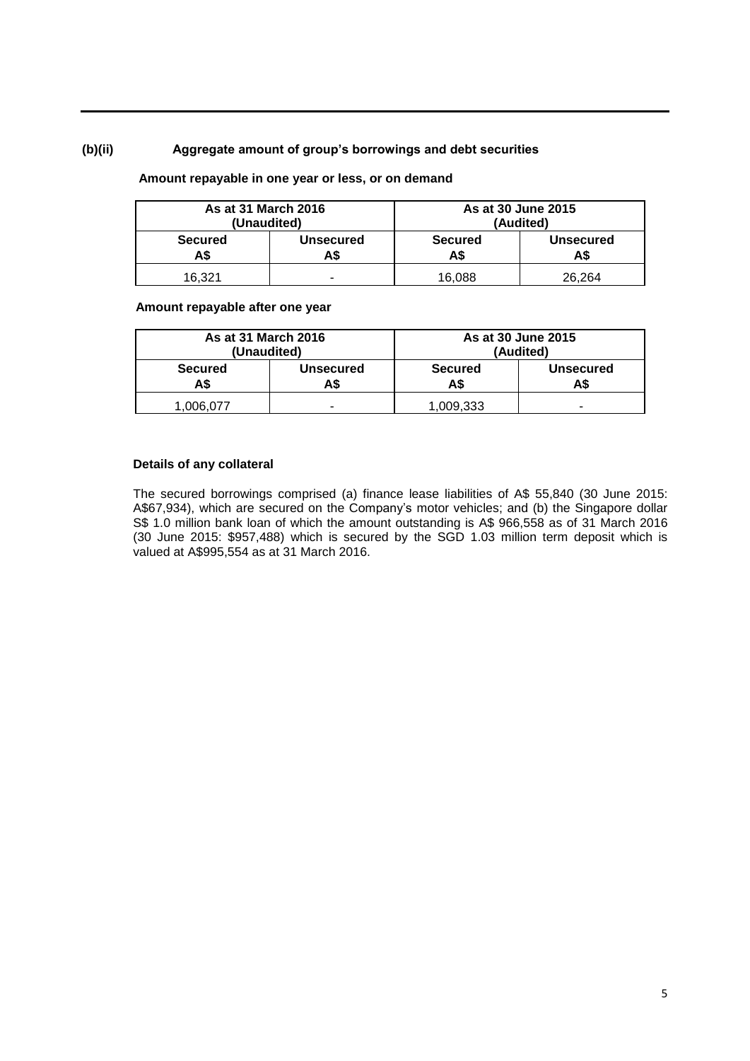**(b)(ii) Aggregate amount of group's borrowings and debt securities**

**Amount repayable in one year or less, or on demand**

| As at 31 March 2016 (Unaudited) | | As at 30 June 2015 (Audited) | |
|---|---|---|---|
| **Secured A$** | **Unsecured A$** | **Secured A$** | **Unsecured A$** |
| 16,321 | - | 16,088 | 26,264 |

**Amount repayable after one year**

| As at 31 March 2016 (Unaudited) | | As at 30 June 2015 (Audited) | |
|---|---|---|---|
| **Secured A$** | **Unsecured A$** | **Secured A$** | **Unsecured A$** |
| 1,006,077 | - | 1,009,333 | - |

**Details of any collateral**

The secured borrowings comprised (a) finance lease liabilities of A$ 55,840 (30 June 2015: A$67,934), which are secured on the Company's motor vehicles; and (b) the Singapore dollar S$ 1.0 million bank loan of which the amount outstanding is A$ 966,558 as of 31 March 2016 (30 June 2015: $957,488) which is secured by the SGD 1.03 million term deposit which is valued at A$995,554 as at 31 March 2016.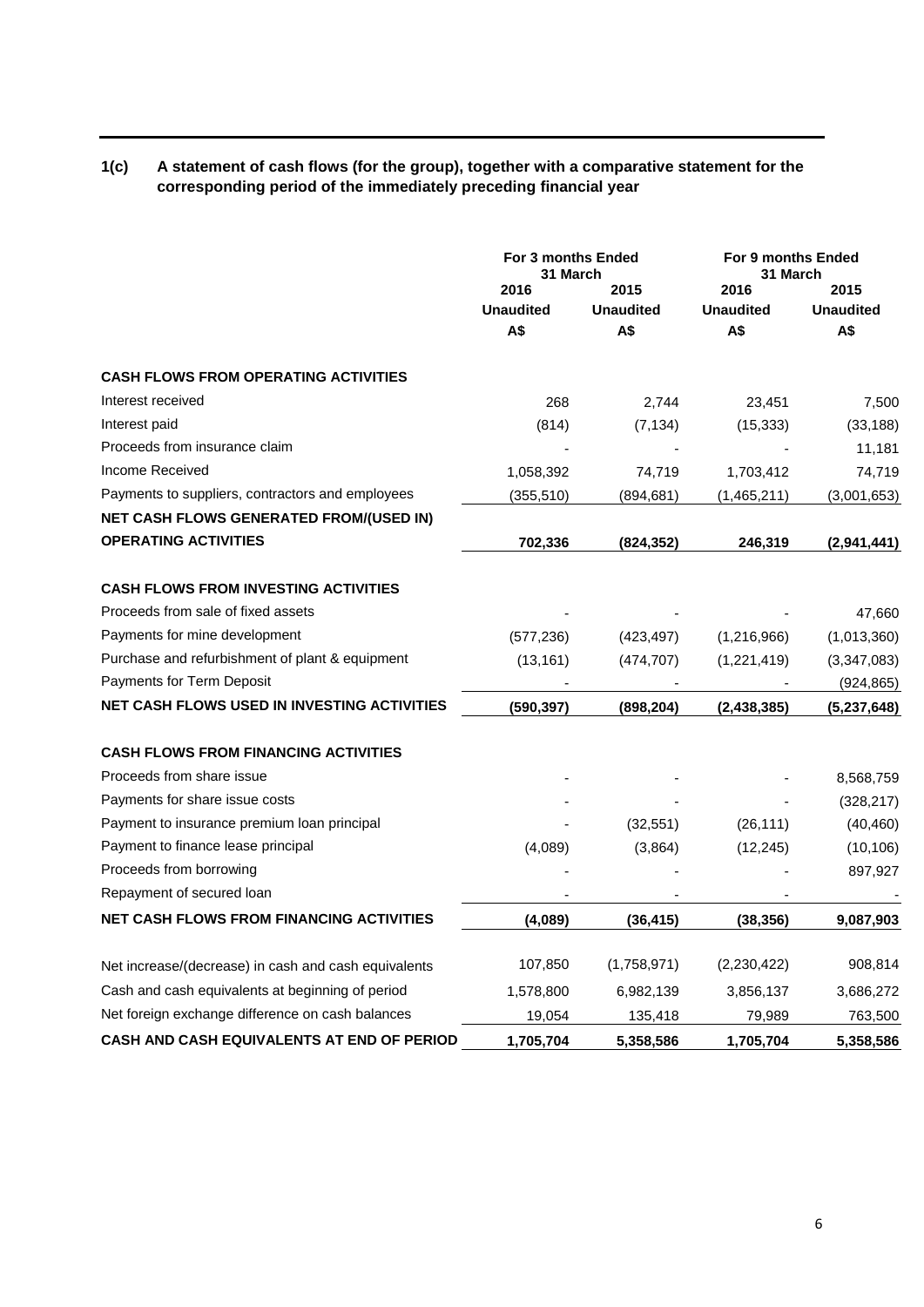**1(c) A statement of cash flows (for the group), together with a comparative statement for the corresponding period of the immediately preceding financial year**

| | For 3 months Ended 31 March | | For 9 months Ended 31 March | |
|---|---|---|---|---|
| | 2016 | 2015 | 2016 | 2015 |
| | Unaudited | Unaudited | Unaudited | Unaudited |
| | A$ | A$ | A$ | A$ |
| **CASH FLOWS FROM OPERATING ACTIVITIES** | | | | |
| Interest received | 268 | 2,744 | 23,451 | 7,500 |
| Interest paid | (814) | (7,134) | (15,333) | (33,188) |
| Proceeds from insurance claim | - | - | - | 11,181 |
| Income Received | 1,058,392 | 74,719 | 1,703,412 | 74,719 |
| Payments to suppliers, contractors and employees | (355,510) | (894,681) | (1,465,211) | (3,001,653) |
| **NET CASH FLOWS GENERATED FROM/(USED IN) OPERATING ACTIVITIES** | **702,336** | **(824,352)** | **246,319** | **(2,941,441)** |
| **CASH FLOWS FROM INVESTING ACTIVITIES** | | | | |
| Proceeds from sale of fixed assets | - | - | - | 47,660 |
| Payments for mine development | (577,236) | (423,497) | (1,216,966) | (1,013,360) |
| Purchase and refurbishment of plant & equipment | (13,161) | (474,707) | (1,221,419) | (3,347,083) |
| Payments for Term Deposit | - | - | - | (924,865) |
| **NET CASH FLOWS USED IN INVESTING ACTIVITIES** | **(590,397)** | **(898,204)** | **(2,438,385)** | **(5,237,648)** |
| **CASH FLOWS FROM FINANCING ACTIVITIES** | | | | |
| Proceeds from share issue | - | - | - | 8,568,759 |
| Payments for share issue costs | - | - | - | (328,217) |
| Payment to insurance premium loan principal | - | (32,551) | (26,111) | (40,460) |
| Payment to finance lease principal | (4,089) | (3,864) | (12,245) | (10,106) |
| Proceeds from borrowing | - | - | - | 897,927 |
| Repayment of secured loan | - | - | - | - |
| **NET CASH FLOWS FROM FINANCING ACTIVITIES** | **(4,089)** | **(36,415)** | **(38,356)** | **9,087,903** |
| Net increase/(decrease) in cash and cash equivalents | 107,850 | (1,758,971) | (2,230,422) | 908,814 |
| Cash and cash equivalents at beginning of period | 1,578,800 | 6,982,139 | 3,856,137 | 3,686,272 |
| Net foreign exchange difference on cash balances | 19,054 | 135,418 | 79,989 | 763,500 |
| **CASH AND CASH EQUIVALENTS AT END OF PERIOD** | **1,705,704** | **5,358,586** | **1,705,704** | **5,358,586** |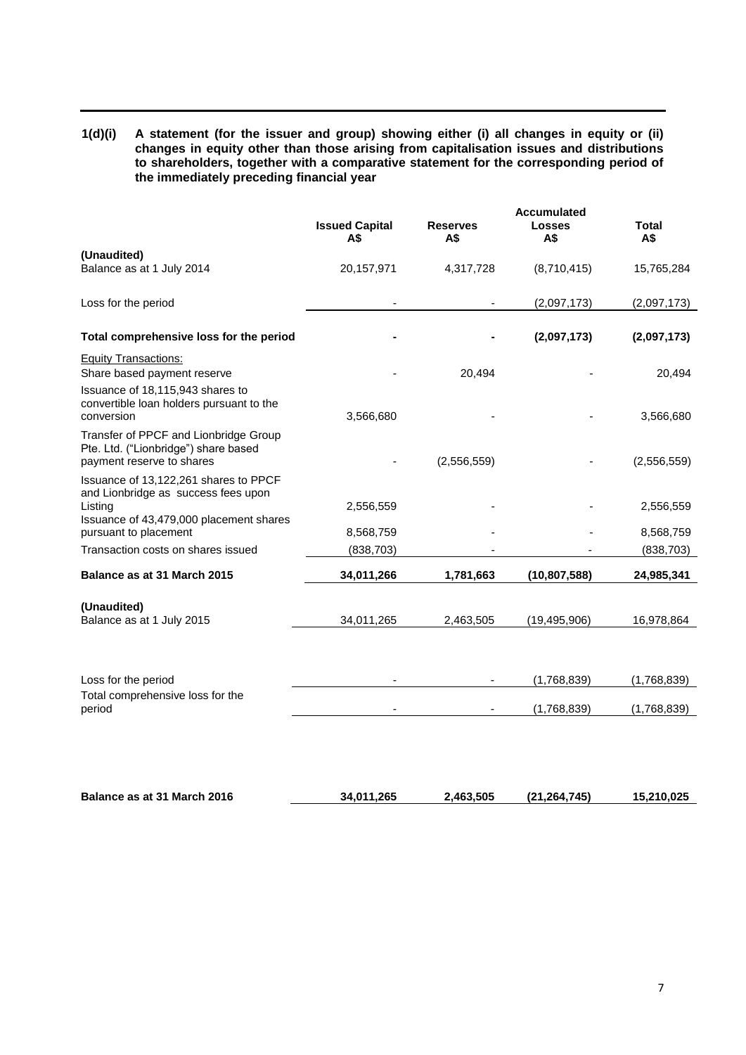**1(d)(i) A statement (for the issuer and group) showing either (i) all changes in equity or (ii) changes in equity other than those arising from capitalisation issues and distributions to shareholders, together with a comparative statement for the corresponding period of the immediately preceding financial year**

| | Issued Capital A$ | Reserves A$ | Accumulated Losses A$ | Total A$ |
|---|---|---|---|---|
| **(Unaudited)** | | | | |
| Balance as at 1 July 2014 | 20,157,971 | 4,317,728 | (8,710,415) | 15,765,284 |
| Loss for the period | - | - | (2,097,173) | (2,097,173) |
| **Total comprehensive loss for the period** | **-** | **-** | **(2,097,173)** | **(2,097,173)** |
| Equity Transactions: | | | | |
| Share based payment reserve | - | 20,494 | - | 20,494 |
| Issuance of 18,115,943 shares to convertible loan holders pursuant to the conversion | 3,566,680 | - | - | 3,566,680 |
| Transfer of PPCF and Lionbridge Group Pte. Ltd. ("Lionbridge") share based payment reserve to shares | - | (2,556,559) | - | (2,556,559) |
| Issuance of 13,122,261 shares to PPCF and Lionbridge as success fees upon Listing | 2,556,559 | - | - | 2,556,559 |
| Issuance of 43,479,000 placement shares pursuant to placement | 8,568,759 | - | - | 8,568,759 |
| Transaction costs on shares issued | (838,703) | - | - | (838,703) |
| **Balance as at 31 March 2015** | **34,011,266** | **1,781,663** | **(10,807,588)** | **24,985,341** |
| **(Unaudited)** | | | | |
| Balance as at 1 July 2015 | 34,011,265 | 2,463,505 | (19,495,906) | 16,978,864 |
| Loss for the period | - | - | (1,768,839) | (1,768,839) |
| Total comprehensive loss for the period | - | - | (1,768,839) | (1,768,839) |
| **Balance as at 31 March 2016** | **34,011,265** | **2,463,505** | **(21,264,745)** | **15,210,025** |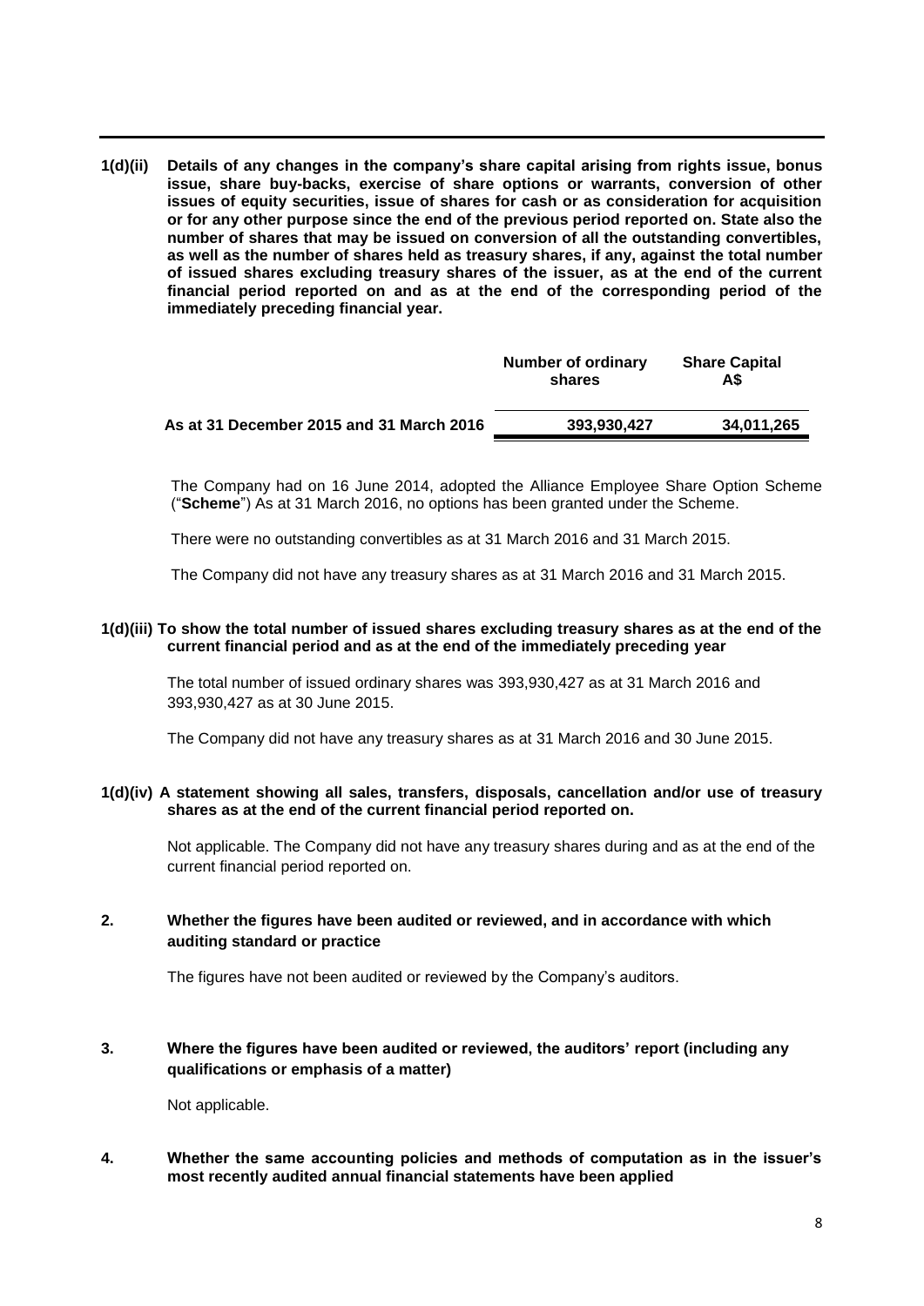**1(d)(ii) Details of any changes in the company's share capital arising from rights issue, bonus issue, share buy-backs, exercise of share options or warrants, conversion of other issues of equity securities, issue of shares for cash or as consideration for acquisition or for any other purpose since the end of the previous period reported on. State also the number of shares that may be issued on conversion of all the outstanding convertibles, as well as the number of shares held as treasury shares, if any, against the total number of issued shares excluding treasury shares of the issuer, as at the end of the current financial period reported on and as at the end of the corresponding period of the immediately preceding financial year.**

| | Number of ordinary shares | Share Capital A$ |
|---|---|---|
| **As at 31 December 2015 and 31 March 2016** | **393,930,427** | **34,011,265** |

The Company had on 16 June 2014, adopted the Alliance Employee Share Option Scheme ("**Scheme**") As at 31 March 2016, no options has been granted under the Scheme.

There were no outstanding convertibles as at 31 March 2016 and 31 March 2015.

The Company did not have any treasury shares as at 31 March 2016 and 31 March 2015.

**1(d)(iii) To show the total number of issued shares excluding treasury shares as at the end of the current financial period and as at the end of the immediately preceding year**

The total number of issued ordinary shares was 393,930,427 as at 31 March 2016 and 393,930,427 as at 30 June 2015.

The Company did not have any treasury shares as at 31 March 2016 and 30 June 2015.

**1(d)(iv) A statement showing all sales, transfers, disposals, cancellation and/or use of treasury shares as at the end of the current financial period reported on.**

Not applicable. The Company did not have any treasury shares during and as at the end of the current financial period reported on.

**2. Whether the figures have been audited or reviewed, and in accordance with which auditing standard or practice**

The figures have not been audited or reviewed by the Company's auditors.

**3. Where the figures have been audited or reviewed, the auditors' report (including any qualifications or emphasis of a matter)**

Not applicable.

**4. Whether the same accounting policies and methods of computation as in the issuer's most recently audited annual financial statements have been applied**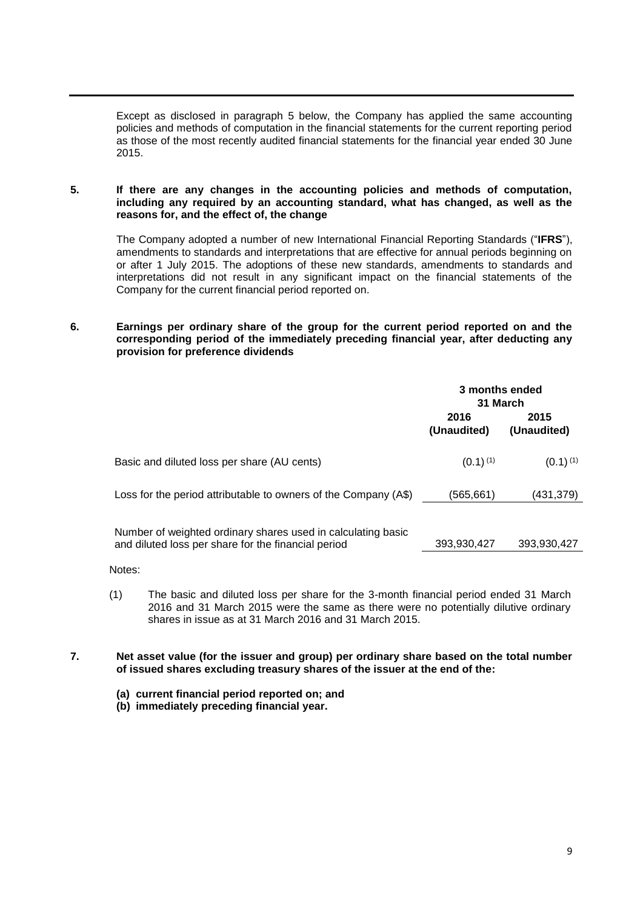Except as disclosed in paragraph 5 below, the Company has applied the same accounting policies and methods of computation in the financial statements for the current reporting period as those of the most recently audited financial statements for the financial year ended 30 June 2015.

**5. If there are any changes in the accounting policies and methods of computation, including any required by an accounting standard, what has changed, as well as the reasons for, and the effect of, the change**

The Company adopted a number of new International Financial Reporting Standards ("**IFRS**"), amendments to standards and interpretations that are effective for annual periods beginning on or after 1 July 2015. The adoptions of these new standards, amendments to standards and interpretations did not result in any significant impact on the financial statements of the Company for the current financial period reported on.

**6. Earnings per ordinary share of the group for the current period reported on and the corresponding period of the immediately preceding financial year, after deducting any provision for preference dividends**

| | **3 months ended 31 March** | |
|---|---|---|
| | **2016 (Unaudited)** | **2015 (Unaudited)** |
| Basic and diluted loss per share (AU cents) | (0.1) [(1)] | (0.1) [(1)] |
| Loss for the period attributable to owners of the Company (A$) | (565,661) | (431,379) |
| Number of weighted ordinary shares used in calculating basic and diluted loss per share for the financial period | 393,930,427 | 393,930,427 |

Notes:

(1) The basic and diluted loss per share for the 3-month financial period ended 31 March 2016 and 31 March 2015 were the same as there were no potentially dilutive ordinary shares in issue as at 31 March 2016 and 31 March 2015.

**7. Net asset value (for the issuer and group) per ordinary share based on the total number of issued shares excluding treasury shares of the issuer at the end of the:**

**(a) current financial period reported on; and**
**(b) immediately preceding financial year.**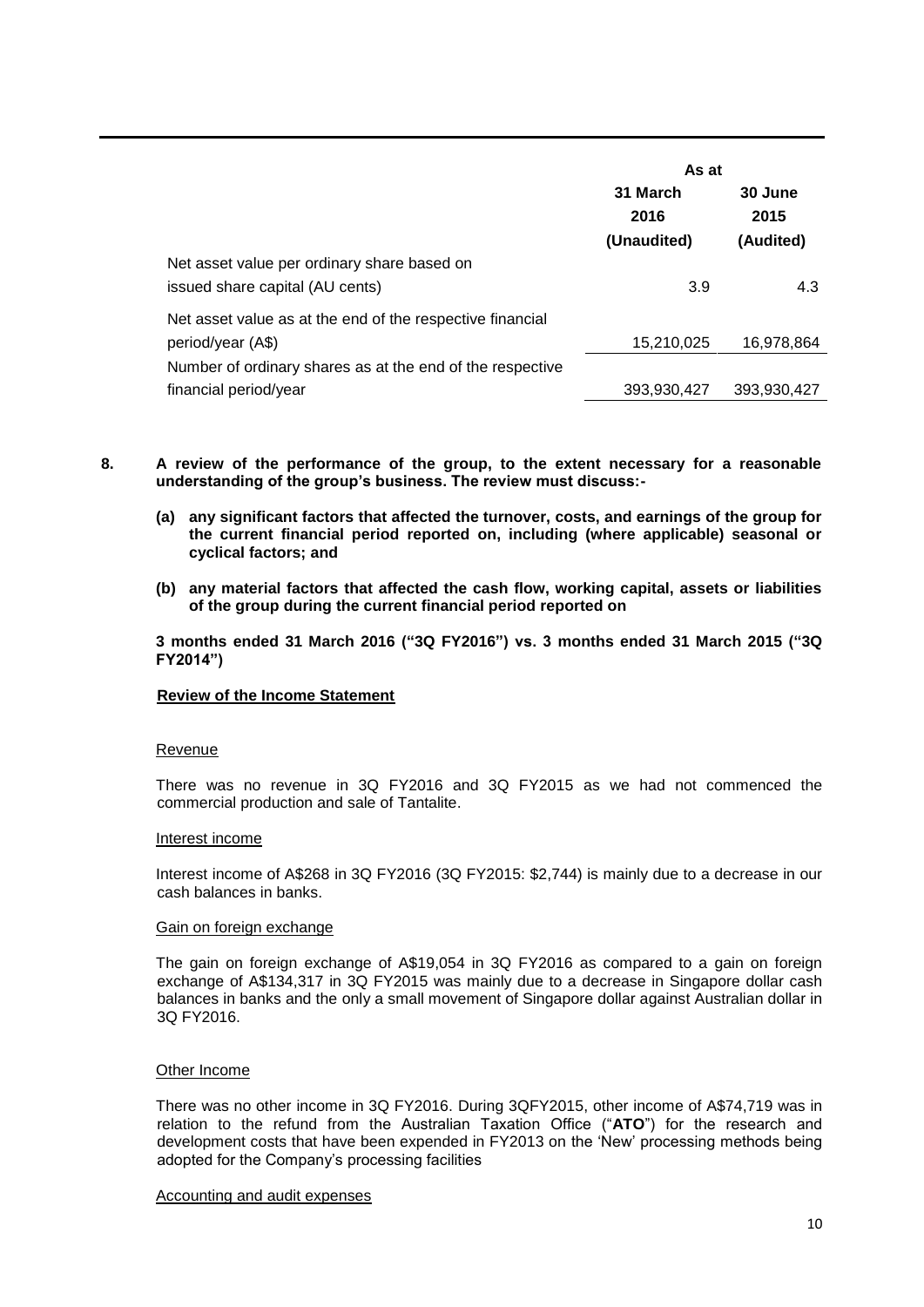| | As at | |
|---|---|---|
| | 31 March 2016 (Unaudited) | 30 June 2015 (Audited) |
| Net asset value per ordinary share based on issued share capital (AU cents) | 3.9 | 4.3 |
| Net asset value as at the end of the respective financial period/year (A$) | 15,210,025 | 16,978,864 |
| Number of ordinary shares as at the end of the respective financial period/year | 393,930,427 | 393,930,427 |

**8. A review of the performance of the group, to the extent necessary for a reasonable understanding of the group's business. The review must discuss:-**

**(a) any significant factors that affected the turnover, costs, and earnings of the group for the current financial period reported on, including (where applicable) seasonal or cyclical factors; and**

**(b) any material factors that affected the cash flow, working capital, assets or liabilities of the group during the current financial period reported on**

**3 months ended 31 March 2016 ("3Q FY2016") vs. 3 months ended 31 March 2015 ("3Q FY2014")**

**Review of the Income Statement**

Revenue

There was no revenue in 3Q FY2016 and 3Q FY2015 as we had not commenced the commercial production and sale of Tantalite.

Interest income

Interest income of A$268 in 3Q FY2016 (3Q FY2015: $2,744) is mainly due to a decrease in our cash balances in banks.

Gain on foreign exchange

The gain on foreign exchange of A$19,054 in 3Q FY2016 as compared to a gain on foreign exchange of A$134,317 in 3Q FY2015 was mainly due to a decrease in Singapore dollar cash balances in banks and the only a small movement of Singapore dollar against Australian dollar in 3Q FY2016.

Other Income

There was no other income in 3Q FY2016. During 3QFY2015, other income of A$74,719 was in relation to the refund from the Australian Taxation Office ("**ATO**") for the research and development costs that have been expended in FY2013 on the 'New' processing methods being adopted for the Company's processing facilities

Accounting and audit expenses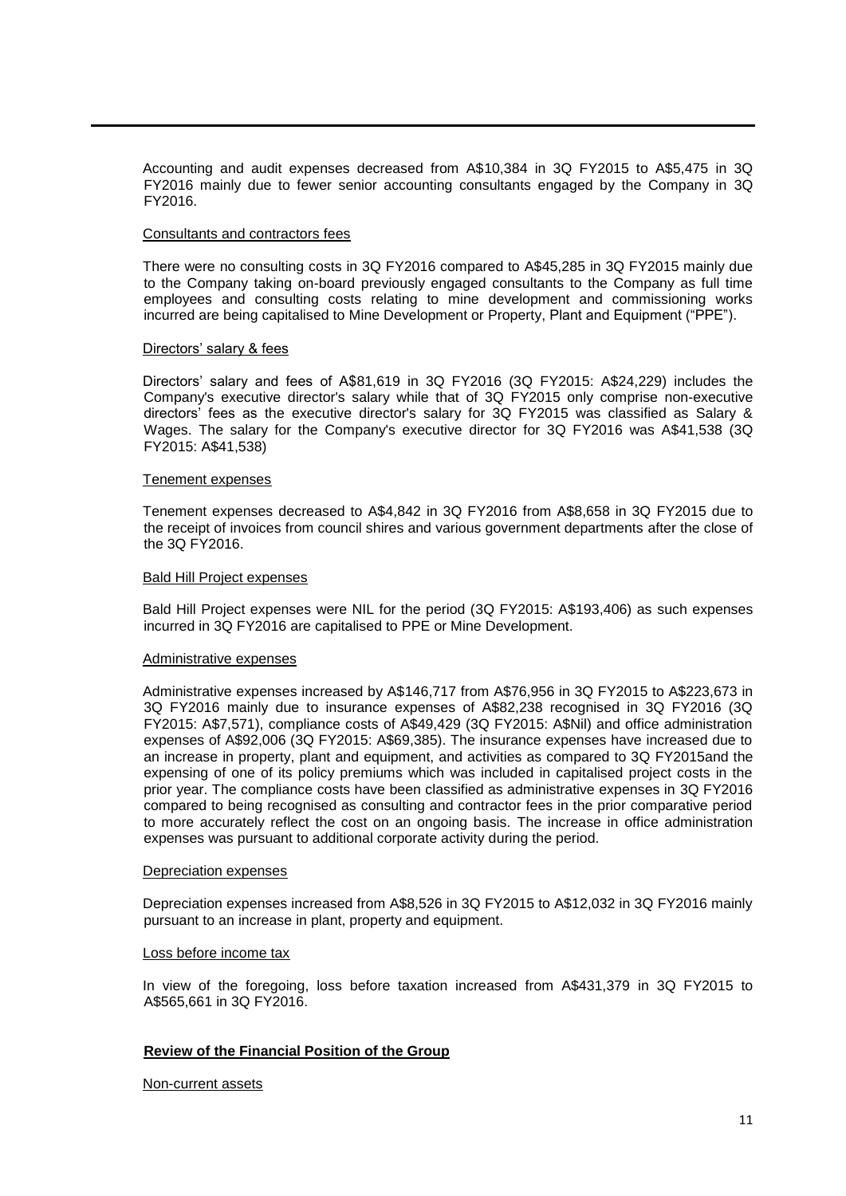Accounting and audit expenses decreased from A$10,384 in 3Q FY2015 to A$5,475 in 3Q FY2016 mainly due to fewer senior accounting consultants engaged by the Company in 3Q FY2016.

Consultants and contractors fees

There were no consulting costs in 3Q FY2016 compared to A$45,285 in 3Q FY2015 mainly due to the Company taking on-board previously engaged consultants to the Company as full time employees and consulting costs relating to mine development and commissioning works incurred are being capitalised to Mine Development or Property, Plant and Equipment ("PPE").

Directors' salary & fees

Directors' salary and fees of A$81,619 in 3Q FY2016 (3Q FY2015: A$24,229) includes the Company's executive director's salary while that of 3Q FY2015 only comprise non-executive directors' fees as the executive director's salary for 3Q FY2015 was classified as Salary & Wages. The salary for the Company's executive director for 3Q FY2016 was A$41,538 (3Q FY2015: A$41,538)

Tenement expenses

Tenement expenses decreased to A$4,842 in 3Q FY2016 from A$8,658 in 3Q FY2015 due to the receipt of invoices from council shires and various government departments after the close of the 3Q FY2016.

Bald Hill Project expenses

Bald Hill Project expenses were NIL for the period (3Q FY2015: A$193,406) as such expenses incurred in 3Q FY2016 are capitalised to PPE or Mine Development.

Administrative expenses

Administrative expenses increased by A$146,717 from A$76,956 in 3Q FY2015 to A$223,673 in 3Q FY2016 mainly due to insurance expenses of A$82,238 recognised in 3Q FY2016 (3Q FY2015: A$7,571), compliance costs of A$49,429 (3Q FY2015: A$Nil) and office administration expenses of A$92,006 (3Q FY2015: A$69,385). The insurance expenses have increased due to an increase in property, plant and equipment, and activities as compared to 3Q FY2015and the expensing of one of its policy premiums which was included in capitalised project costs in the prior year. The compliance costs have been classified as administrative expenses in 3Q FY2016 compared to being recognised as consulting and contractor fees in the prior comparative period to more accurately reflect the cost on an ongoing basis. The increase in office administration expenses was pursuant to additional corporate activity during the period.

Depreciation expenses

Depreciation expenses increased from A$8,526 in 3Q FY2015 to A$12,032 in 3Q FY2016 mainly pursuant to an increase in plant, property and equipment.

Loss before income tax

In view of the foregoing, loss before taxation increased from A$431,379 in 3Q FY2015 to A$565,661 in 3Q FY2016.

**Review of the Financial Position of the Group**

Non-current assets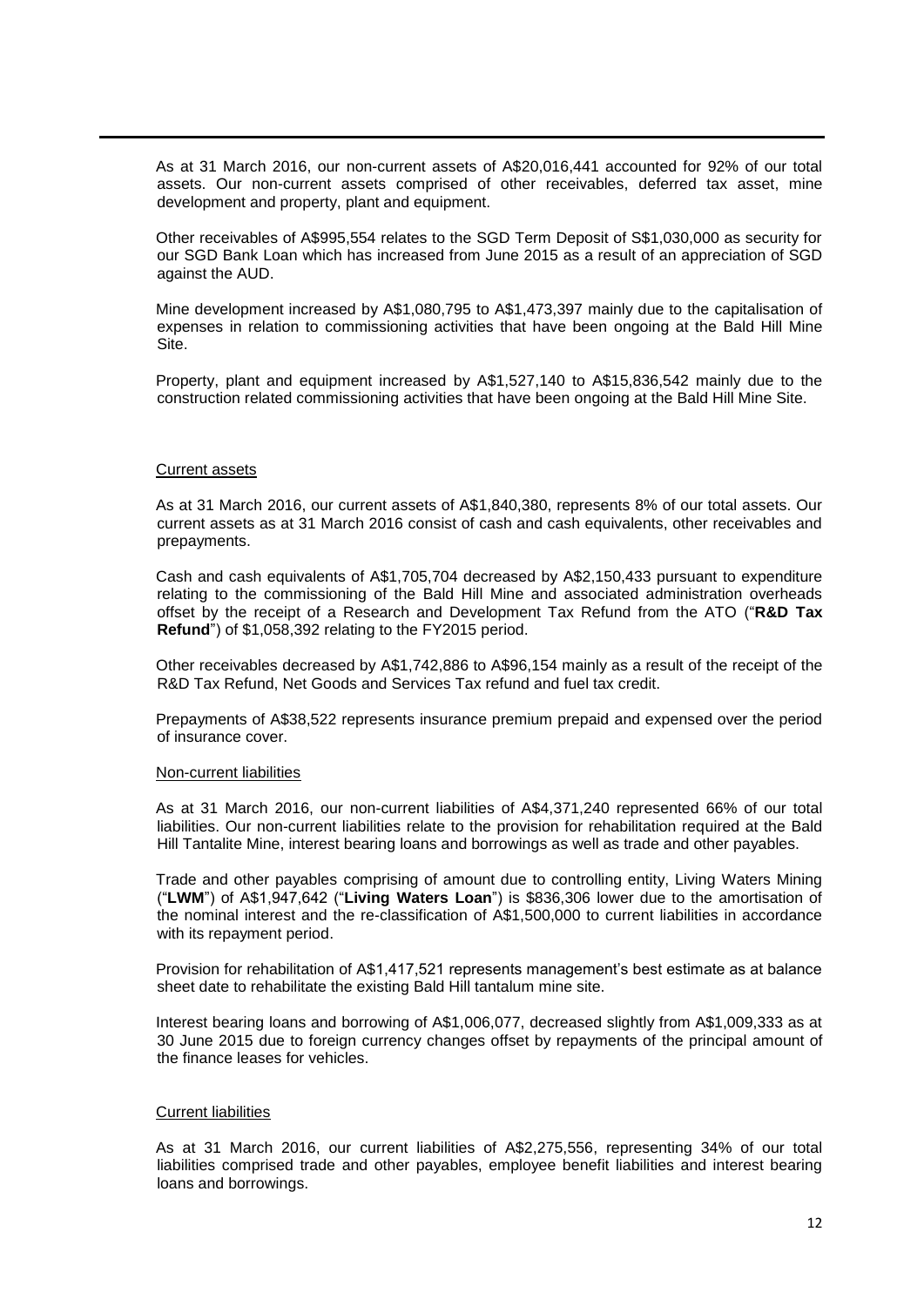As at 31 March 2016, our non-current assets of A$20,016,441 accounted for 92% of our total assets. Our non-current assets comprised of other receivables, deferred tax asset, mine development and property, plant and equipment.

Other receivables of A$995,554 relates to the SGD Term Deposit of S$1,030,000 as security for our SGD Bank Loan which has increased from June 2015 as a result of an appreciation of SGD against the AUD.

Mine development increased by A$1,080,795 to A$1,473,397 mainly due to the capitalisation of expenses in relation to commissioning activities that have been ongoing at the Bald Hill Mine Site.

Property, plant and equipment increased by A$1,527,140 to A$15,836,542 mainly due to the construction related commissioning activities that have been ongoing at the Bald Hill Mine Site.

Current assets

As at 31 March 2016, our current assets of A$1,840,380, represents 8% of our total assets. Our current assets as at 31 March 2016 consist of cash and cash equivalents, other receivables and prepayments.

Cash and cash equivalents of A$1,705,704 decreased by A$2,150,433 pursuant to expenditure relating to the commissioning of the Bald Hill Mine and associated administration overheads offset by the receipt of a Research and Development Tax Refund from the ATO ("**R&D Tax Refund**") of $1,058,392 relating to the FY2015 period.

Other receivables decreased by A$1,742,886 to A$96,154 mainly as a result of the receipt of the R&D Tax Refund, Net Goods and Services Tax refund and fuel tax credit.

Prepayments of A$38,522 represents insurance premium prepaid and expensed over the period of insurance cover.

Non-current liabilities

As at 31 March 2016, our non-current liabilities of A$4,371,240 represented 66% of our total liabilities. Our non-current liabilities relate to the provision for rehabilitation required at the Bald Hill Tantalite Mine, interest bearing loans and borrowings as well as trade and other payables.

Trade and other payables comprising of amount due to controlling entity, Living Waters Mining ("**LWM**") of A$1,947,642 ("**Living Waters Loan**") is $836,306 lower due to the amortisation of the nominal interest and the re-classification of A$1,500,000 to current liabilities in accordance with its repayment period.

Provision for rehabilitation of A$1,417,521 represents management's best estimate as at balance sheet date to rehabilitate the existing Bald Hill tantalum mine site.

Interest bearing loans and borrowing of A$1,006,077, decreased slightly from A$1,009,333 as at 30 June 2015 due to foreign currency changes offset by repayments of the principal amount of the finance leases for vehicles.

Current liabilities

As at 31 March 2016, our current liabilities of A$2,275,556, representing 34% of our total liabilities comprised trade and other payables, employee benefit liabilities and interest bearing loans and borrowings.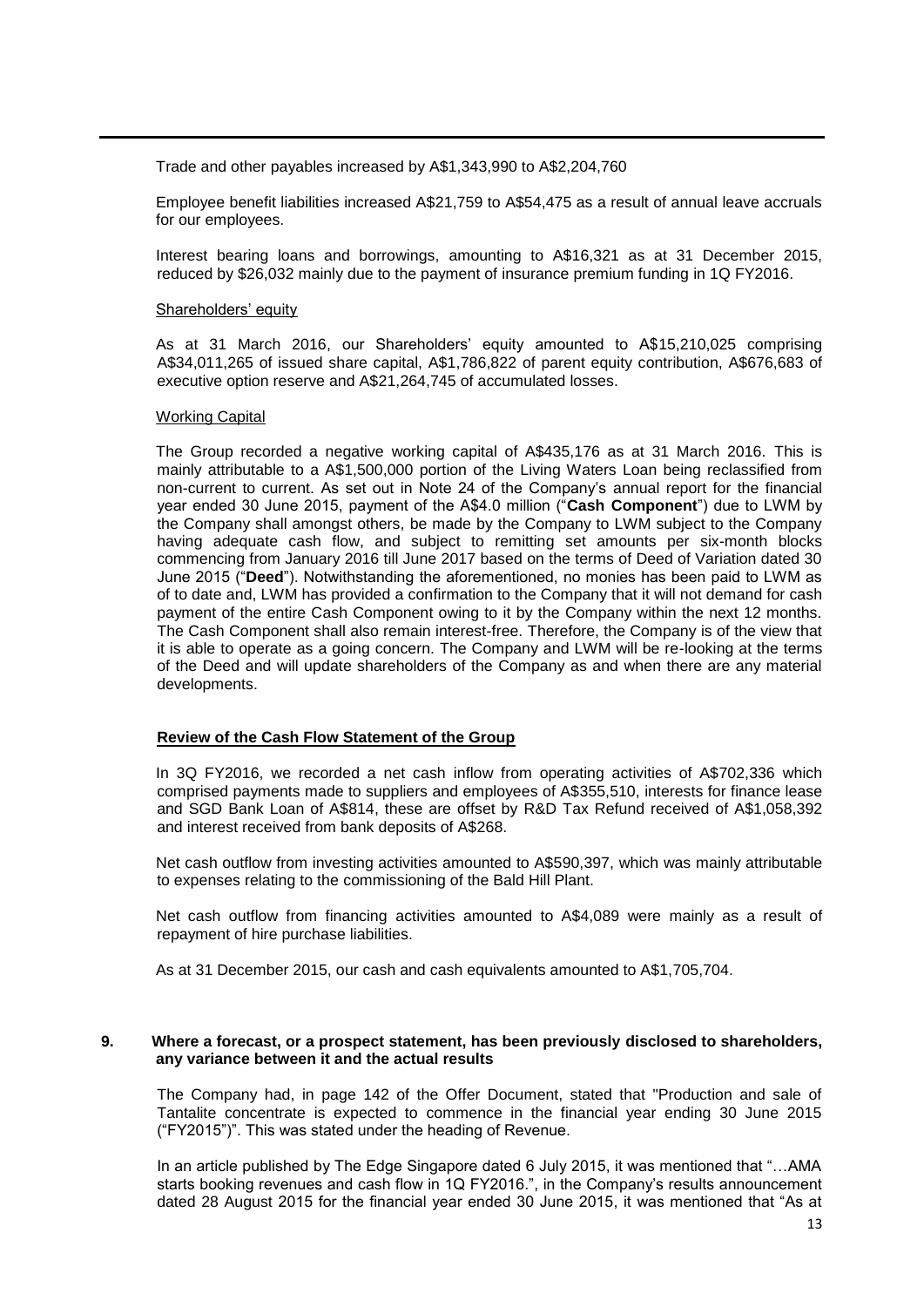Trade and other payables increased by A$1,343,990 to A$2,204,760

Employee benefit liabilities increased A$21,759 to A$54,475 as a result of annual leave accruals for our employees.

Interest bearing loans and borrowings, amounting to A$16,321 as at 31 December 2015, reduced by $26,032 mainly due to the payment of insurance premium funding in 1Q FY2016.

Shareholders' equity

As at 31 March 2016, our Shareholders' equity amounted to A$15,210,025 comprising A$34,011,265 of issued share capital, A$1,786,822 of parent equity contribution, A$676,683 of executive option reserve and A$21,264,745 of accumulated losses.

Working Capital

The Group recorded a negative working capital of A$435,176 as at 31 March 2016. This is mainly attributable to a A$1,500,000 portion of the Living Waters Loan being reclassified from non-current to current. As set out in Note 24 of the Company's annual report for the financial year ended 30 June 2015, payment of the A$4.0 million ("**Cash Component**") due to LWM by the Company shall amongst others, be made by the Company to LWM subject to the Company having adequate cash flow, and subject to remitting set amounts per six-month blocks commencing from January 2016 till June 2017 based on the terms of Deed of Variation dated 30 June 2015 ("**Deed**"). Notwithstanding the aforementioned, no monies has been paid to LWM as of to date and, LWM has provided a confirmation to the Company that it will not demand for cash payment of the entire Cash Component owing to it by the Company within the next 12 months. The Cash Component shall also remain interest-free. Therefore, the Company is of the view that it is able to operate as a going concern. The Company and LWM will be re-looking at the terms of the Deed and will update shareholders of the Company as and when there are any material developments.

**Review of the Cash Flow Statement of the Group**

In 3Q FY2016, we recorded a net cash inflow from operating activities of A$702,336 which comprised payments made to suppliers and employees of A$355,510, interests for finance lease and SGD Bank Loan of A$814, these are offset by R&D Tax Refund received of A$1,058,392 and interest received from bank deposits of A$268.

Net cash outflow from investing activities amounted to A$590,397, which was mainly attributable to expenses relating to the commissioning of the Bald Hill Plant.

Net cash outflow from financing activities amounted to A$4,089 were mainly as a result of repayment of hire purchase liabilities.

As at 31 December 2015, our cash and cash equivalents amounted to A$1,705,704.

**9. Where a forecast, or a prospect statement, has been previously disclosed to shareholders, any variance between it and the actual results**

The Company had, in page 142 of the Offer Document, stated that "Production and sale of Tantalite concentrate is expected to commence in the financial year ending 30 June 2015 ("FY2015")". This was stated under the heading of Revenue.

In an article published by The Edge Singapore dated 6 July 2015, it was mentioned that "…AMA starts booking revenues and cash flow in 1Q FY2016.", in the Company's results announcement dated 28 August 2015 for the financial year ended 30 June 2015, it was mentioned that "As at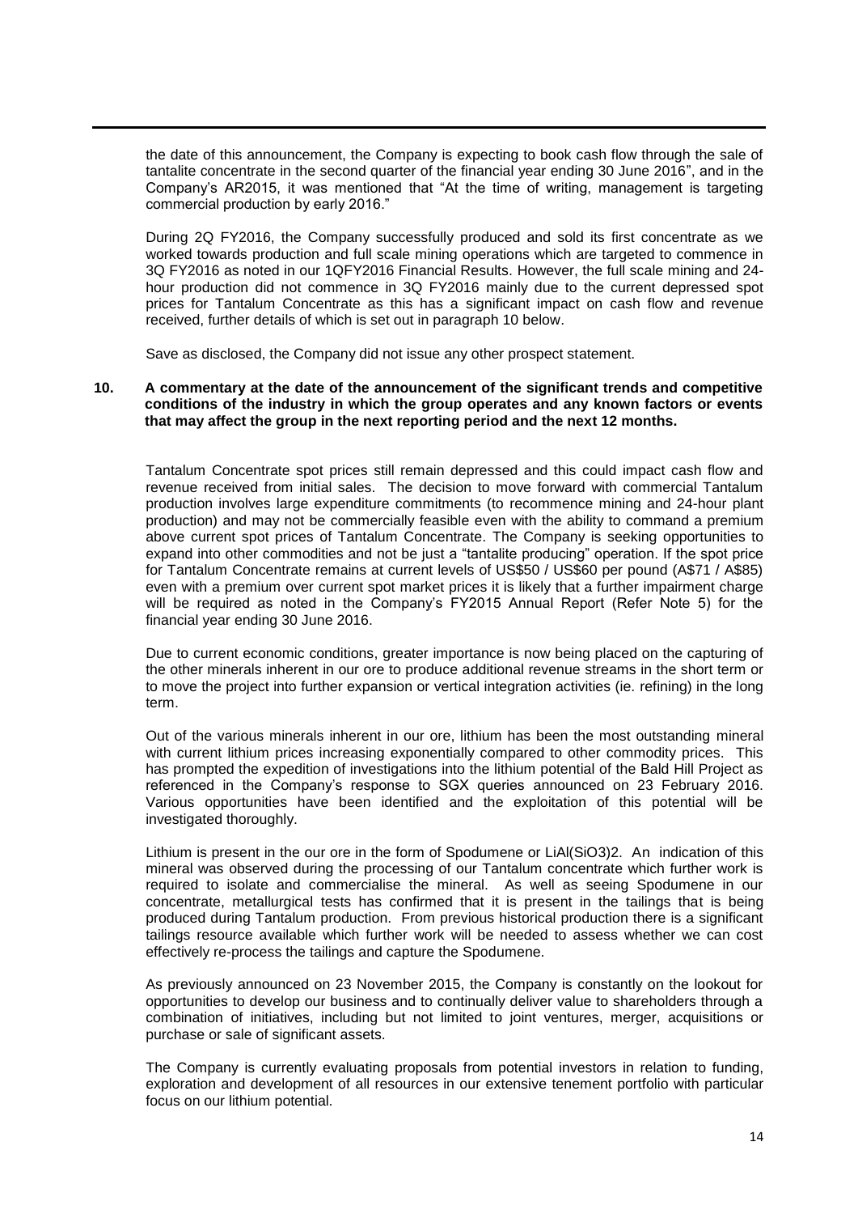the date of this announcement, the Company is expecting to book cash flow through the sale of tantalite concentrate in the second quarter of the financial year ending 30 June 2016", and in the Company's AR2015, it was mentioned that "At the time of writing, management is targeting commercial production by early 2016."

During 2Q FY2016, the Company successfully produced and sold its first concentrate as we worked towards production and full scale mining operations which are targeted to commence in 3Q FY2016 as noted in our 1QFY2016 Financial Results. However, the full scale mining and 24-hour production did not commence in 3Q FY2016 mainly due to the current depressed spot prices for Tantalum Concentrate as this has a significant impact on cash flow and revenue received, further details of which is set out in paragraph 10 below.

Save as disclosed, the Company did not issue any other prospect statement.

**10. A commentary at the date of the announcement of the significant trends and competitive conditions of the industry in which the group operates and any known factors or events that may affect the group in the next reporting period and the next 12 months.**

Tantalum Concentrate spot prices still remain depressed and this could impact cash flow and revenue received from initial sales. The decision to move forward with commercial Tantalum production involves large expenditure commitments (to recommence mining and 24-hour plant production) and may not be commercially feasible even with the ability to command a premium above current spot prices of Tantalum Concentrate. The Company is seeking opportunities to expand into other commodities and not be just a "tantalite producing" operation. If the spot price for Tantalum Concentrate remains at current levels of US$50 / US$60 per pound (A$71 / A$85) even with a premium over current spot market prices it is likely that a further impairment charge will be required as noted in the Company's FY2015 Annual Report (Refer Note 5) for the financial year ending 30 June 2016.

Due to current economic conditions, greater importance is now being placed on the capturing of the other minerals inherent in our ore to produce additional revenue streams in the short term or to move the project into further expansion or vertical integration activities (ie. refining) in the long term.

Out of the various minerals inherent in our ore, lithium has been the most outstanding mineral with current lithium prices increasing exponentially compared to other commodity prices. This has prompted the expedition of investigations into the lithium potential of the Bald Hill Project as referenced in the Company's response to SGX queries announced on 23 February 2016. Various opportunities have been identified and the exploitation of this potential will be investigated thoroughly.

Lithium is present in the our ore in the form of Spodumene or $LiAl(SiO_3)_2$. An indication of this mineral was observed during the processing of our Tantalum concentrate which further work is required to isolate and commercialise the mineral. As well as seeing Spodumene in our concentrate, metallurgical tests has confirmed that it is present in the tailings that is being produced during Tantalum production. From previous historical production there is a significant tailings resource available which further work will be needed to assess whether we can cost effectively re-process the tailings and capture the Spodumene.

As previously announced on 23 November 2015, the Company is constantly on the lookout for opportunities to develop our business and to continually deliver value to shareholders through a combination of initiatives, including but not limited to joint ventures, merger, acquisitions or purchase or sale of significant assets.

The Company is currently evaluating proposals from potential investors in relation to funding, exploration and development of all resources in our extensive tenement portfolio with particular focus on our lithium potential.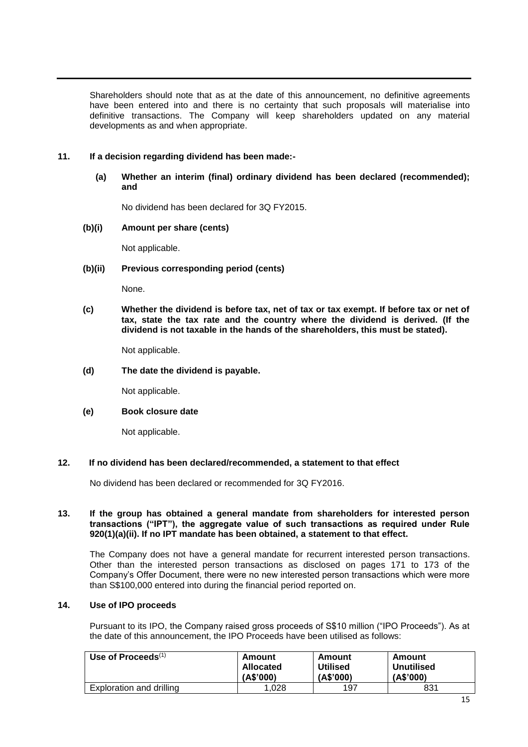Shareholders should note that as at the date of this announcement, no definitive agreements have been entered into and there is no certainty that such proposals will materialise into definitive transactions. The Company will keep shareholders updated on any material developments as and when appropriate.

**11. If a decision regarding dividend has been made:-**

**(a) Whether an interim (final) ordinary dividend has been declared (recommended); and**

No dividend has been declared for 3Q FY2015.

**(b)(i) Amount per share (cents)**

Not applicable.

**(b)(ii) Previous corresponding period (cents)**

None.

**(c) Whether the dividend is before tax, net of tax or tax exempt. If before tax or net of tax, state the tax rate and the country where the dividend is derived. (If the dividend is not taxable in the hands of the shareholders, this must be stated).**

Not applicable.

**(d) The date the dividend is payable.**

Not applicable.

**(e) Book closure date**

Not applicable.

**12. If no dividend has been declared/recommended, a statement to that effect**

No dividend has been declared or recommended for 3Q FY2016.

**13. If the group has obtained a general mandate from shareholders for interested person transactions ("IPT"), the aggregate value of such transactions as required under Rule 920(1)(a)(ii). If no IPT mandate has been obtained, a statement to that effect.**

The Company does not have a general mandate for recurrent interested person transactions. Other than the interested person transactions as disclosed on pages 171 to 173 of the Company's Offer Document, there were no new interested person transactions which were more than S$100,000 entered into during the financial period reported on.

**14. Use of IPO proceeds**

Pursuant to its IPO, the Company raised gross proceeds of S$10 million ("IPO Proceeds"). As at the date of this announcement, the IPO Proceeds have been utilised as follows:

| Use of Proceeds[1] | Amount Allocated (A$'000) | Amount Utilised (A$'000) | Amount Unutilised (A$'000) |
|---|---|---|---|
| Exploration and drilling | 1,028 | 197 | 831 |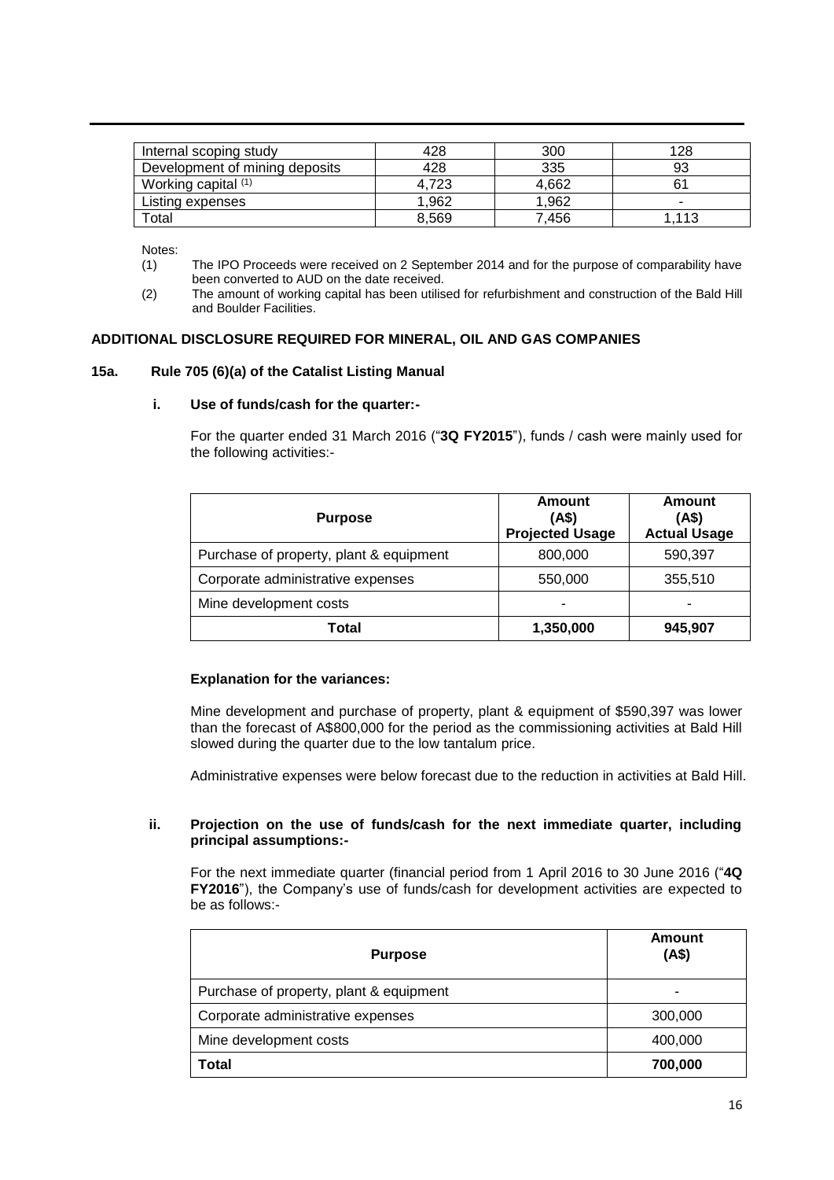| Internal scoping study | 428 | 300 | 128 |
|---|---|---|---|
| Development of mining deposits | 428 | 335 | 93 |
| Working capital (1) | 4,723 | 4,662 | 61 |
| Listing expenses | 1,962 | 1,962 | - |
| Total | 8,569 | 7,456 | 1,113 |

Notes:

(1) The IPO Proceeds were received on 2 September 2014 and for the purpose of comparability have been converted to AUD on the date received.

(2) The amount of working capital has been utilised for refurbishment and construction of the Bald Hill and Boulder Facilities.

**ADDITIONAL DISCLOSURE REQUIRED FOR MINERAL, OIL AND GAS COMPANIES**

**15a. Rule 705 (6)(a) of the Catalist Listing Manual**

**i. Use of funds/cash for the quarter:-**

For the quarter ended 31 March 2016 ("**3Q FY2015**"), funds / cash were mainly used for the following activities:-

| Purpose | Amount (A$) Projected Usage | Amount (A$) Actual Usage |
|---|---|---|
| Purchase of property, plant & equipment | 800,000 | 590,397 |
| Corporate administrative expenses | 550,000 | 355,510 |
| Mine development costs | - | - |
| **Total** | **1,350,000** | **945,907** |

**Explanation for the variances:**

Mine development and purchase of property, plant & equipment of $590,397 was lower than the forecast of A$800,000 for the period as the commissioning activities at Bald Hill slowed during the quarter due to the low tantalum price.

Administrative expenses were below forecast due to the reduction in activities at Bald Hill.

**ii. Projection on the use of funds/cash for the next immediate quarter, including principal assumptions:-**

For the next immediate quarter (financial period from 1 April 2016 to 30 June 2016 ("**4Q FY2016**"), the Company's use of funds/cash for development activities are expected to be as follows:-

| Purpose | Amount (A$) |
|---|---|
| Purchase of property, plant & equipment | - |
| Corporate administrative expenses | 300,000 |
| Mine development costs | 400,000 |
| **Total** | **700,000** |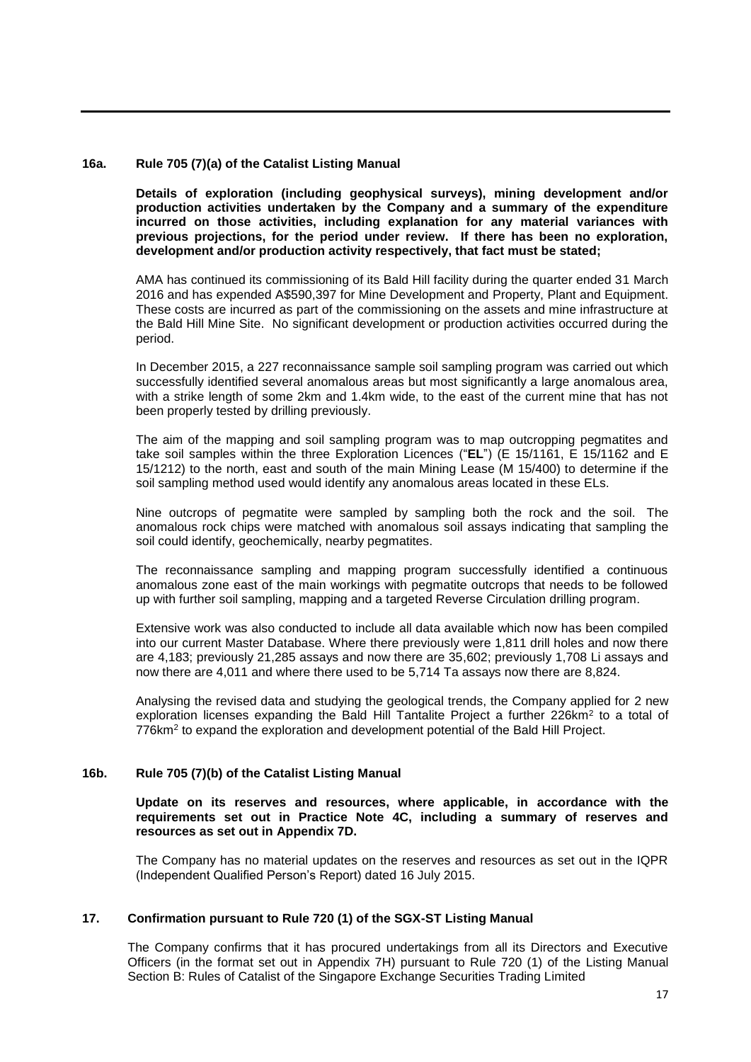## 16a. Rule 705 (7)(a) of the Catalist Listing Manual

**Details of exploration (including geophysical surveys), mining development and/or production activities undertaken by the Company and a summary of the expenditure incurred on those activities, including explanation for any material variances with previous projections, for the period under review. If there has been no exploration, development and/or production activity respectively, that fact must be stated;**

AMA has continued its commissioning of its Bald Hill facility during the quarter ended 31 March 2016 and has expended A$590,397 for Mine Development and Property, Plant and Equipment. These costs are incurred as part of the commissioning on the assets and mine infrastructure at the Bald Hill Mine Site. No significant development or production activities occurred during the period.

In December 2015, a 227 reconnaissance sample soil sampling program was carried out which successfully identified several anomalous areas but most significantly a large anomalous area, with a strike length of some 2km and 1.4km wide, to the east of the current mine that has not been properly tested by drilling previously.

The aim of the mapping and soil sampling program was to map outcropping pegmatites and take soil samples within the three Exploration Licences ("**EL**") (E 15/1161, E 15/1162 and E 15/1212) to the north, east and south of the main Mining Lease (M 15/400) to determine if the soil sampling method used would identify any anomalous areas located in these ELs.

Nine outcrops of pegmatite were sampled by sampling both the rock and the soil. The anomalous rock chips were matched with anomalous soil assays indicating that sampling the soil could identify, geochemically, nearby pegmatites.

The reconnaissance sampling and mapping program successfully identified a continuous anomalous zone east of the main workings with pegmatite outcrops that needs to be followed up with further soil sampling, mapping and a targeted Reverse Circulation drilling program.

Extensive work was also conducted to include all data available which now has been compiled into our current Master Database. Where there previously were 1,811 drill holes and now there are 4,183; previously 21,285 assays and now there are 35,602; previously 1,708 Li assays and now there are 4,011 and where there used to be 5,714 Ta assays now there are 8,824.

Analysing the revised data and studying the geological trends, the Company applied for 2 new exploration licenses expanding the Bald Hill Tantalite Project a further 226km$^2$ to a total of 776km$^2$ to expand the exploration and development potential of the Bald Hill Project.

## 16b. Rule 705 (7)(b) of the Catalist Listing Manual

**Update on its reserves and resources, where applicable, in accordance with the requirements set out in Practice Note 4C, including a summary of reserves and resources as set out in Appendix 7D.**

The Company has no material updates on the reserves and resources as set out in the IQPR (Independent Qualified Person's Report) dated 16 July 2015.

## 17. Confirmation pursuant to Rule 720 (1) of the SGX-ST Listing Manual

The Company confirms that it has procured undertakings from all its Directors and Executive Officers (in the format set out in Appendix 7H) pursuant to Rule 720 (1) of the Listing Manual Section B: Rules of Catalist of the Singapore Exchange Securities Trading Limited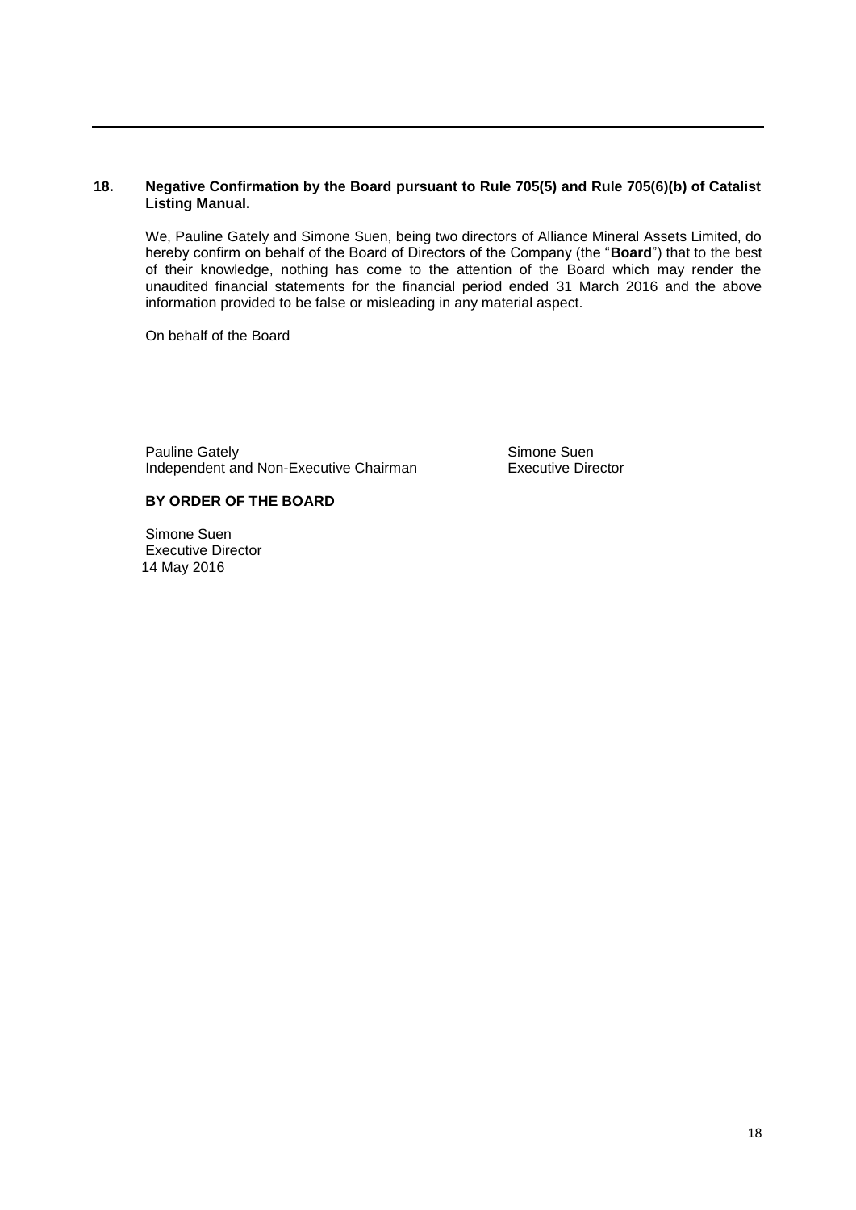**18. Negative Confirmation by the Board pursuant to Rule 705(5) and Rule 705(6)(b) of Catalist Listing Manual.**

We, Pauline Gately and Simone Suen, being two directors of Alliance Mineral Assets Limited, do hereby confirm on behalf of the Board of Directors of the Company (the "**Board**") that to the best of their knowledge, nothing has come to the attention of the Board which may render the unaudited financial statements for the financial period ended 31 March 2016 and the above information provided to be false or misleading in any material aspect.

On behalf of the Board

Pauline Gately
Independent and Non-Executive Chairman

Simone Suen
Executive Director

**BY ORDER OF THE BOARD**

Simone Suen
Executive Director
14 May 2016